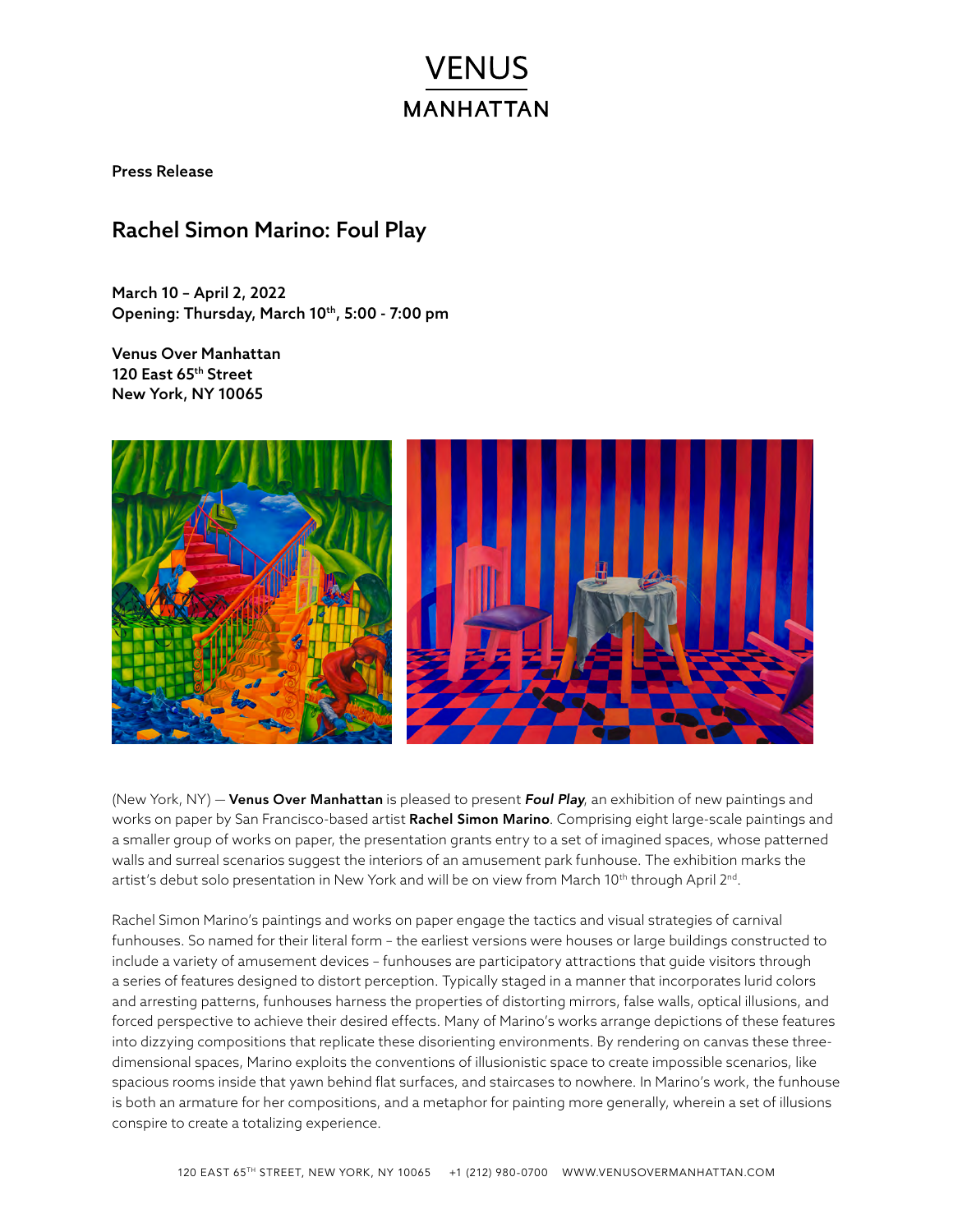VENUS

MANHATTAN

Press Release

## Rachel Simon Marino: Foul Play

**March 10 – April 2, 2022**
**Opening: Thursday, March 10th, 5:00 - 7:00 pm**

**Venus Over Manhattan**
**120 East 65th Street**
**New York, NY 10065**

(New York, NY) — **Venus Over Manhattan** is pleased to present ***Foul Play***, an exhibition of new paintings and works on paper by San Francisco-based artist **Rachel Simon Marino**. Comprising eight large-scale paintings and a smaller group of works on paper, the presentation grants entry to a set of imagined spaces, whose patterned walls and surreal scenarios suggest the interiors of an amusement park funhouse. The exhibition marks the artist's debut solo presentation in New York and will be on view from March 10th through April 2nd.

Rachel Simon Marino's paintings and works on paper engage the tactics and visual strategies of carnival funhouses. So named for their literal form – the earliest versions were houses or large buildings constructed to include a variety of amusement devices – funhouses are participatory attractions that guide visitors through a series of features designed to distort perception. Typically staged in a manner that incorporates lurid colors and arresting patterns, funhouses harness the properties of distorting mirrors, false walls, optical illusions, and forced perspective to achieve their desired effects. Many of Marino's works arrange depictions of these features into dizzying compositions that replicate these disorienting environments. By rendering on canvas these three-dimensional spaces, Marino exploits the conventions of illusionistic space to create impossible scenarios, like spacious rooms inside that yawn behind flat surfaces, and staircases to nowhere. In Marino's work, the funhouse is both an armature for her compositions, and a metaphor for painting more generally, wherein a set of illusions conspire to create a totalizing experience.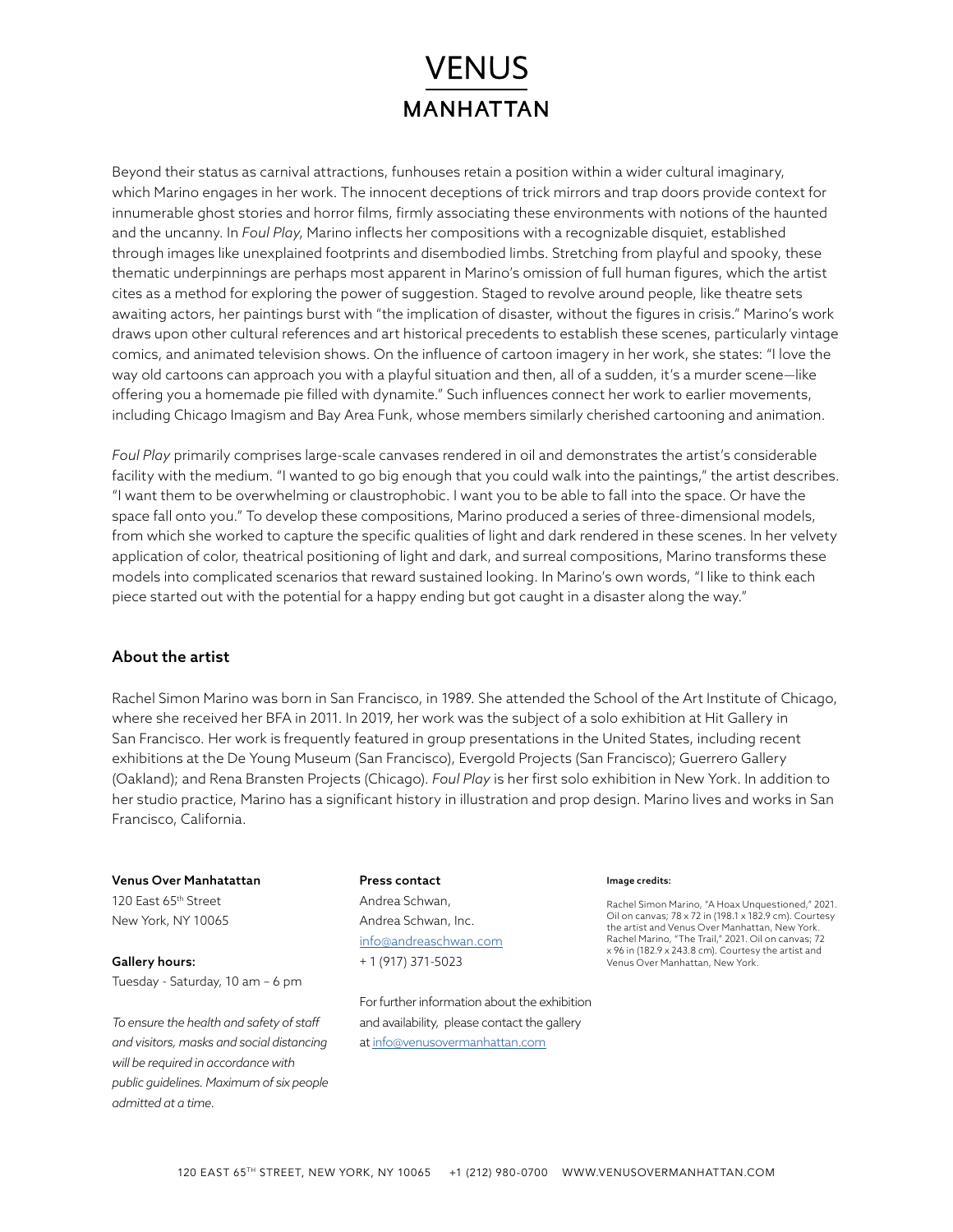Beyond their status as carnival attractions, funhouses retain a position within a wider cultural imaginary, which Marino engages in her work. The innocent deceptions of trick mirrors and trap doors provide context for innumerable ghost stories and horror films, firmly associating these environments with notions of the haunted and the uncanny. In *Foul Play*, Marino inflects her compositions with a recognizable disquiet, established through images like unexplained footprints and disembodied limbs. Stretching from playful and spooky, these thematic underpinnings are perhaps most apparent in Marino's omission of full human figures, which the artist cites as a method for exploring the power of suggestion. Staged to revolve around people, like theatre sets awaiting actors, her paintings burst with "the implication of disaster, without the figures in crisis." Marino's work draws upon other cultural references and art historical precedents to establish these scenes, particularly vintage comics, and animated television shows. On the influence of cartoon imagery in her work, she states: "I love the way old cartoons can approach you with a playful situation and then, all of a sudden, it's a murder scene—like offering you a homemade pie filled with dynamite." Such influences connect her work to earlier movements, including Chicago Imagism and Bay Area Funk, whose members similarly cherished cartooning and animation.

*Foul Play* primarily comprises large-scale canvases rendered in oil and demonstrates the artist's considerable facility with the medium. "I wanted to go big enough that you could walk into the paintings," the artist describes. "I want them to be overwhelming or claustrophobic. I want you to be able to fall into the space. Or have the space fall onto you." To develop these compositions, Marino produced a series of three-dimensional models, from which she worked to capture the specific qualities of light and dark rendered in these scenes. In her velvety application of color, theatrical positioning of light and dark, and surreal compositions, Marino transforms these models into complicated scenarios that reward sustained looking. In Marino's own words, "I like to think each piece started out with the potential for a happy ending but got caught in a disaster along the way."

## About the artist

Rachel Simon Marino was born in San Francisco, in 1989. She attended the School of the Art Institute of Chicago, where she received her BFA in 2011. In 2019, her work was the subject of a solo exhibition at Hit Gallery in San Francisco. Her work is frequently featured in group presentations in the United States, including recent exhibitions at the De Young Museum (San Francisco), Evergold Projects (San Francisco); Guerrero Gallery (Oakland); and Rena Bransten Projects (Chicago). *Foul Play* is her first solo exhibition in New York. In addition to her studio practice, Marino has a significant history in illustration and prop design. Marino lives and works in San Francisco, California.

**Venus Over Manhatattan**
120 East 65th Street
New York, NY 10065

**Gallery hours:**
Tuesday - Saturday, 10 am – 6 pm

*To ensure the health and safety of staff and visitors, masks and social distancing will be required in accordance with public guidelines. Maximum of six people admitted at a time.*

**Press contact**
Andrea Schwan,
Andrea Schwan, Inc.
info@andreaschwan.com
+ 1 (917) 371-5023

For further information about the exhibition and availability, please contact the gallery at info@venusovermanhattan.com

**Image credits:**

Rachel Simon Marino, "A Hoax Unquestioned," 2021. Oil on canvas; 78 x 72 in (198.1 x 182.9 cm). Courtesy the artist and Venus Over Manhattan, New York. Rachel Marino, "The Trail," 2021. Oil on canvas; 72 x 96 in (182.9 x 243.8 cm). Courtesy the artist and Venus Over Manhattan, New York.